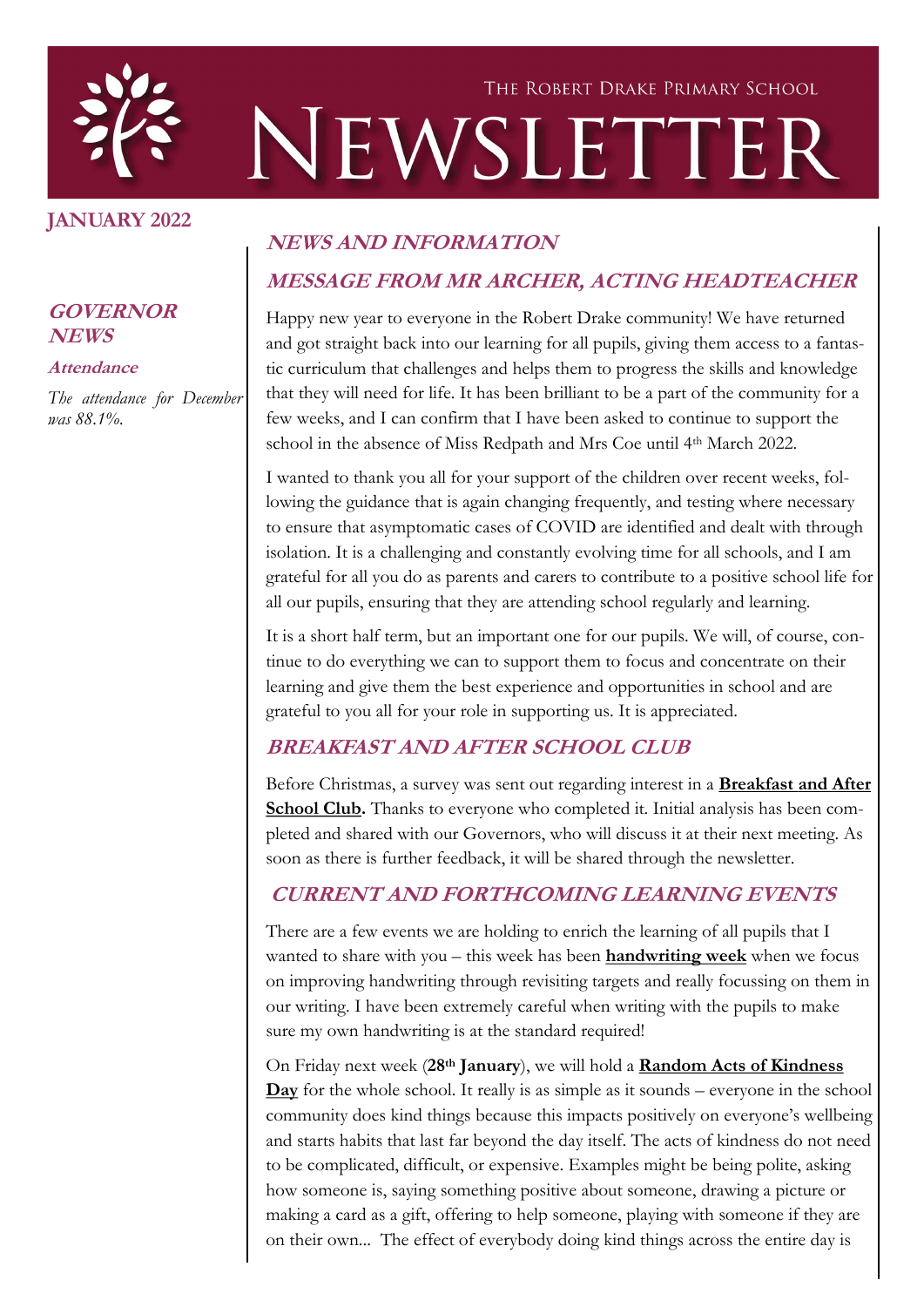THE ROBERT DRAKE PRIMARY SCHOOL

# NEWSLETTER

**JANUARY 2022**

## GOVERNOR NEWS

### Attendance

*The attendance for December was 88.1%.*

## NEWS AND INFORMATION

## MESSAGE FROM MR ARCHER, ACTING HEADTEACHER

Happy new year to everyone in the Robert Drake community! We have returned and got straight back into our learning for all pupils, giving them access to a fantastic curriculum that challenges and helps them to progress the skills and knowledge that they will need for life. It has been brilliant to be a part of the community for a few weeks, and I can confirm that I have been asked to continue to support the school in the absence of Miss Redpath and Mrs Coe until 4th March 2022.

I wanted to thank you all for your support of the children over recent weeks, following the guidance that is again changing frequently, and testing where necessary to ensure that asymptomatic cases of COVID are identified and dealt with through isolation. It is a challenging and constantly evolving time for all schools, and I am grateful for all you do as parents and carers to contribute to a positive school life for all our pupils, ensuring that they are attending school regularly and learning.

It is a short half term, but an important one for our pupils. We will, of course, continue to do everything we can to support them to focus and concentrate on their learning and give them the best experience and opportunities in school and are grateful to you all for your role in supporting us. It is appreciated.

## BREAKFAST AND AFTER SCHOOL CLUB

Before Christmas, a survey was sent out regarding interest in a **Breakfast and After School Club.** Thanks to everyone who completed it. Initial analysis has been completed and shared with our Governors, who will discuss it at their next meeting. As soon as there is further feedback, it will be shared through the newsletter.

## CURRENT AND FORTHCOMING LEARNING EVENTS

There are a few events we are holding to enrich the learning of all pupils that I wanted to share with you – this week has been **handwriting week** when we focus on improving handwriting through revisiting targets and really focussing on them in our writing. I have been extremely careful when writing with the pupils to make sure my own handwriting is at the standard required!

On Friday next week (**28th January**), we will hold a **Random Acts of Kindness Day** for the whole school. It really is as simple as it sounds – everyone in the school community does kind things because this impacts positively on everyone's wellbeing and starts habits that last far beyond the day itself. The acts of kindness do not need to be complicated, difficult, or expensive. Examples might be being polite, asking how someone is, saying something positive about someone, drawing a picture or making a card as a gift, offering to help someone, playing with someone if they are on their own... The effect of everybody doing kind things across the entire day is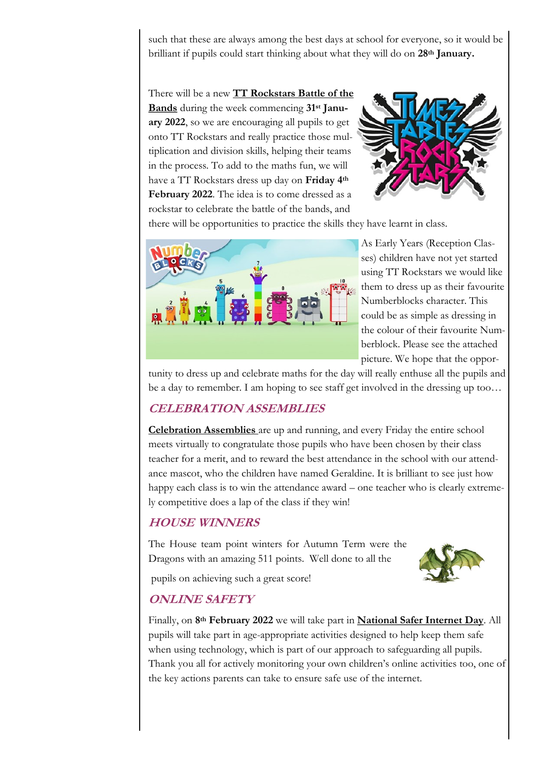such that these are always among the best days at school for everyone, so it would be brilliant if pupils could start thinking about what they will do on **28th January.**

There will be a new **TT Rockstars Battle of the Bands** during the week commencing **31st January 2022**, so we are encouraging all pupils to get onto TT Rockstars and really practice those multiplication and division skills, helping their teams in the process. To add to the maths fun, we will have a TT Rockstars dress up day on **Friday 4th February 2022**. The idea is to come dressed as a rockstar to celebrate the battle of the bands, and there will be opportunities to practice the skills they have learnt in class.

As Early Years (Reception Classes) children have not yet started using TT Rockstars we would like them to dress up as their favourite Numberblocks character. This could be as simple as dressing in the colour of their favourite Numberblock. Please see the attached picture. We hope that the opportunity to dress up and celebrate maths for the day will really enthuse all the pupils and be a day to remember. I am hoping to see staff get involved in the dressing up too…

## *CELEBRATION ASSEMBLIES*

**Celebration Assemblies** are up and running, and every Friday the entire school meets virtually to congratulate those pupils who have been chosen by their class teacher for a merit, and to reward the best attendance in the school with our attendance mascot, who the children have named Geraldine. It is brilliant to see just how happy each class is to win the attendance award – one teacher who is clearly extremely competitive does a lap of the class if they win!

## *HOUSE WINNERS*

The House team point winters for Autumn Term were the Dragons with an amazing 511 points. Well done to all the pupils on achieving such a great score!

## *ONLINE SAFETY*

Finally, on **8th February 2022** we will take part in **National Safer Internet Day**. All pupils will take part in age-appropriate activities designed to help keep them safe when using technology, which is part of our approach to safeguarding all pupils. Thank you all for actively monitoring your own children's online activities too, one of the key actions parents can take to ensure safe use of the internet.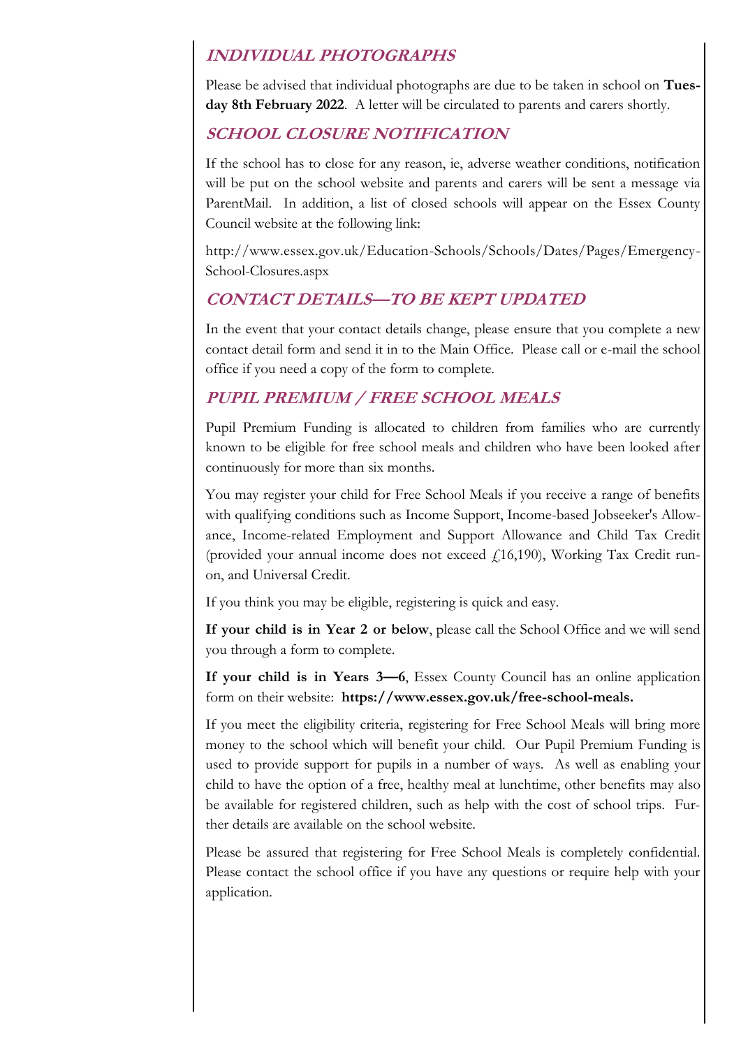## *INDIVIDUAL PHOTOGRAPHS*

Please be advised that individual photographs are due to be taken in school on **Tuesday 8th February 2022**. A letter will be circulated to parents and carers shortly.

## *SCHOOL CLOSURE NOTIFICATION*

If the school has to close for any reason, ie, adverse weather conditions, notification will be put on the school website and parents and carers will be sent a message via ParentMail. In addition, a list of closed schools will appear on the Essex County Council website at the following link:

http://www.essex.gov.uk/Education-Schools/Schools/Dates/Pages/Emergency-School-Closures.aspx

## *CONTACT DETAILS—TO BE KEPT UPDATED*

In the event that your contact details change, please ensure that you complete a new contact detail form and send it in to the Main Office. Please call or e-mail the school office if you need a copy of the form to complete.

## *PUPIL PREMIUM / FREE SCHOOL MEALS*

Pupil Premium Funding is allocated to children from families who are currently known to be eligible for free school meals and children who have been looked after continuously for more than six months.

You may register your child for Free School Meals if you receive a range of benefits with qualifying conditions such as Income Support, Income-based Jobseeker's Allowance, Income-related Employment and Support Allowance and Child Tax Credit (provided your annual income does not exceed £16,190), Working Tax Credit run-on, and Universal Credit.

If you think you may be eligible, registering is quick and easy.

**If your child is in Year 2 or below**, please call the School Office and we will send you through a form to complete.

**If your child is in Years 3—6**, Essex County Council has an online application form on their website: **https://www.essex.gov.uk/free-school-meals.**

If you meet the eligibility criteria, registering for Free School Meals will bring more money to the school which will benefit your child. Our Pupil Premium Funding is used to provide support for pupils in a number of ways. As well as enabling your child to have the option of a free, healthy meal at lunchtime, other benefits may also be available for registered children, such as help with the cost of school trips. Further details are available on the school website.

Please be assured that registering for Free School Meals is completely confidential. Please contact the school office if you have any questions or require help with your application.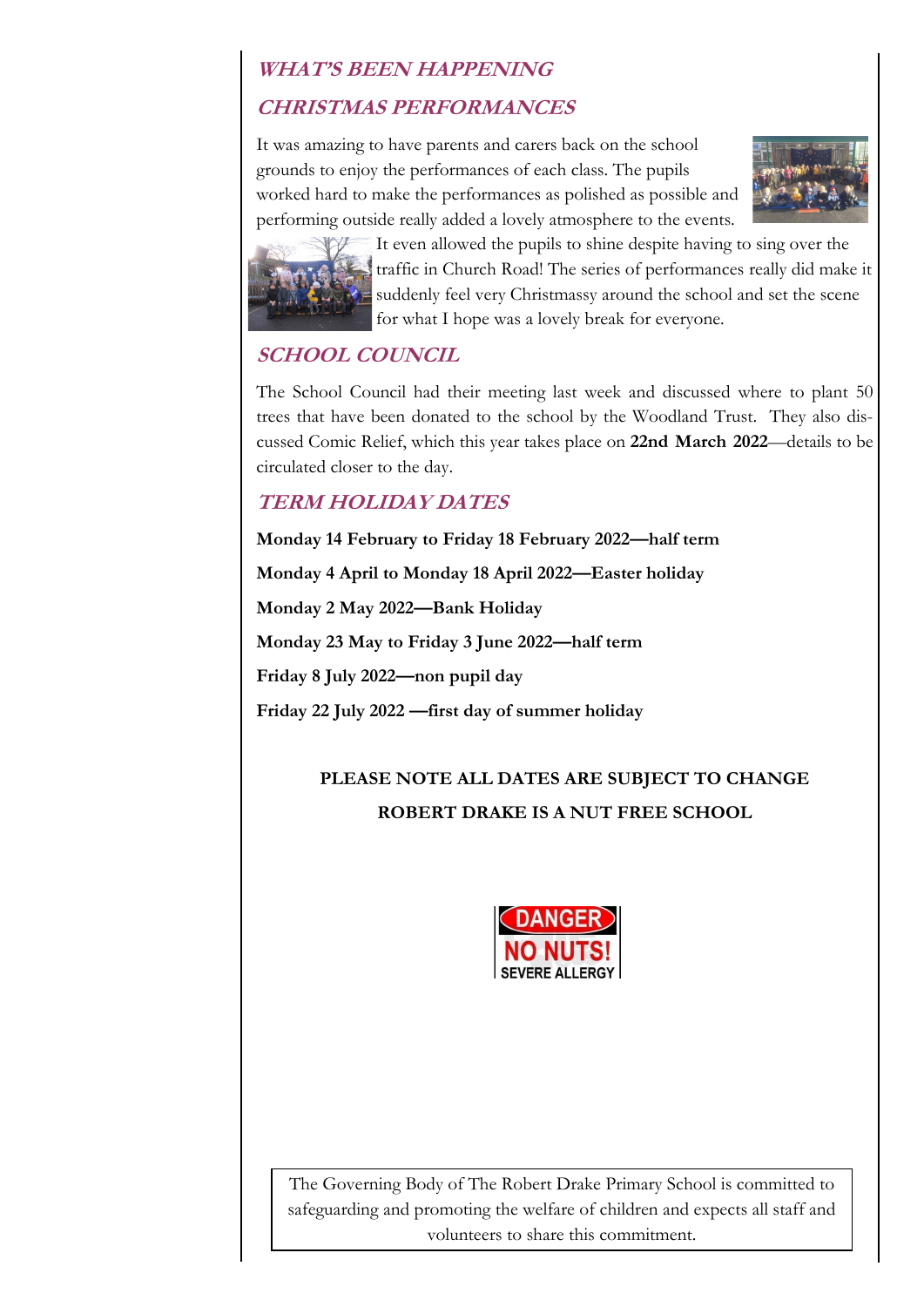## WHAT'S BEEN HAPPENING

## CHRISTMAS PERFORMANCES

It was amazing to have parents and carers back on the school grounds to enjoy the performances of each class. The pupils worked hard to make the performances as polished as possible and performing outside really added a lovely atmosphere to the events. It even allowed the pupils to shine despite having to sing over the traffic in Church Road! The series of performances really did make it suddenly feel very Christmassy around the school and set the scene for what I hope was a lovely break for everyone.

## SCHOOL COUNCIL

The School Council had their meeting last week and discussed where to plant 50 trees that have been donated to the school by the Woodland Trust. They also discussed Comic Relief, which this year takes place on **22nd March 2022**—details to be circulated closer to the day.

## TERM HOLIDAY DATES

**Monday 14 February to Friday 18 February 2022—half term**

**Monday 4 April to Monday 18 April 2022—Easter holiday**

**Monday 2 May 2022—Bank Holiday**

**Monday 23 May to Friday 3 June 2022—half term**

**Friday 8 July 2022—non pupil day**

**Friday 22 July 2022 —first day of summer holiday**

**PLEASE NOTE ALL DATES ARE SUBJECT TO CHANGE**

**ROBERT DRAKE IS A NUT FREE SCHOOL**

DANGER
NO NUTS!
SEVERE ALLERGY

The Governing Body of The Robert Drake Primary School is committed to safeguarding and promoting the welfare of children and expects all staff and volunteers to share this commitment.